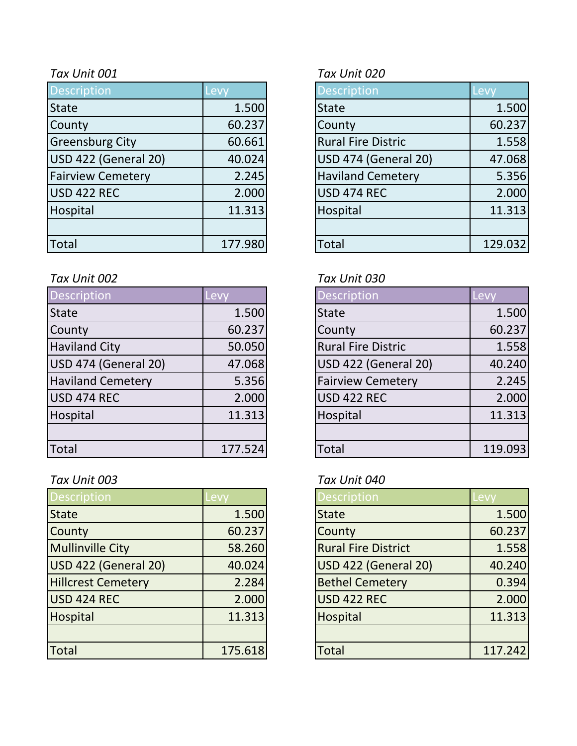*Tax Unit 001*

| Description | Levy |
|---|---|
| State | 1.500 |
| County | 60.237 |
| Greensburg City | 60.661 |
| USD 422 (General 20) | 40.024 |
| Fairview Cemetery | 2.245 |
| USD 422 REC | 2.000 |
| Hospital | 11.313 |
| | |
| Total | 177.980 |

*Tax Unit 020*

| Description | Levy |
|---|---|
| State | 1.500 |
| County | 60.237 |
| Rural Fire Distric | 1.558 |
| USD 474 (General 20) | 47.068 |
| Haviland Cemetery | 5.356 |
| USD 474 REC | 2.000 |
| Hospital | 11.313 |
| | |
| Total | 129.032 |

*Tax Unit 002*

| Description | Levy |
|---|---|
| State | 1.500 |
| County | 60.237 |
| Haviland City | 50.050 |
| USD 474 (General 20) | 47.068 |
| Haviland Cemetery | 5.356 |
| USD 474 REC | 2.000 |
| Hospital | 11.313 |
| | |
| Total | 177.524 |

*Tax Unit 030*

| Description | Levy |
|---|---|
| State | 1.500 |
| County | 60.237 |
| Rural Fire Distric | 1.558 |
| USD 422 (General 20) | 40.240 |
| Fairview Cemetery | 2.245 |
| USD 422 REC | 2.000 |
| Hospital | 11.313 |
| | |
| Total | 119.093 |

*Tax Unit 003*

| Description | Levy |
|---|---|
| State | 1.500 |
| County | 60.237 |
| Mullinville City | 58.260 |
| USD 422 (General 20) | 40.024 |
| Hillcrest Cemetery | 2.284 |
| USD 424 REC | 2.000 |
| Hospital | 11.313 |
| | |
| Total | 175.618 |

*Tax Unit 040*

| Description | Levy |
|---|---|
| State | 1.500 |
| County | 60.237 |
| Rural Fire District | 1.558 |
| USD 422 (General 20) | 40.240 |
| Bethel Cemetery | 0.394 |
| USD 422 REC | 2.000 |
| Hospital | 11.313 |
| | |
| Total | 117.242 |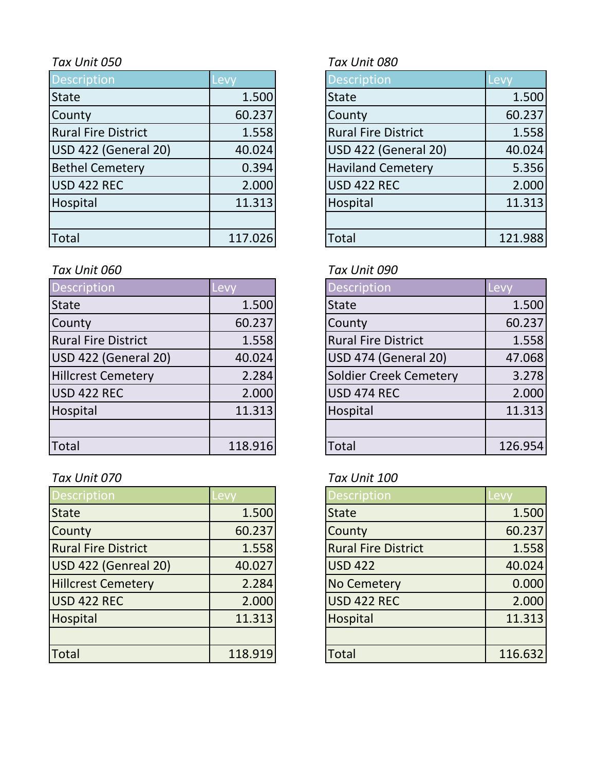*Tax Unit 050*

| Description | Levy |
|---|---|
| State | 1.500 |
| County | 60.237 |
| Rural Fire District | 1.558 |
| USD 422 (General 20) | 40.024 |
| Bethel Cemetery | 0.394 |
| USD 422 REC | 2.000 |
| Hospital | 11.313 |
| | |
| Total | 117.026 |

*Tax Unit 080*

| Description | Levy |
|---|---|
| State | 1.500 |
| County | 60.237 |
| Rural Fire District | 1.558 |
| USD 422 (General 20) | 40.024 |
| Haviland Cemetery | 5.356 |
| USD 422 REC | 2.000 |
| Hospital | 11.313 |
| | |
| Total | 121.988 |

*Tax Unit 060*

| Description | Levy |
|---|---|
| State | 1.500 |
| County | 60.237 |
| Rural Fire District | 1.558 |
| USD 422 (General 20) | 40.024 |
| Hillcrest Cemetery | 2.284 |
| USD 422 REC | 2.000 |
| Hospital | 11.313 |
| | |
| Total | 118.916 |

*Tax Unit 090*

| Description | Levy |
|---|---|
| State | 1.500 |
| County | 60.237 |
| Rural Fire District | 1.558 |
| USD 474 (General 20) | 47.068 |
| Soldier Creek Cemetery | 3.278 |
| USD 474 REC | 2.000 |
| Hospital | 11.313 |
| | |
| Total | 126.954 |

*Tax Unit 070*

| Description | Levy |
|---|---|
| State | 1.500 |
| County | 60.237 |
| Rural Fire District | 1.558 |
| USD 422 (Genreal 20) | 40.027 |
| Hillcrest Cemetery | 2.284 |
| USD 422 REC | 2.000 |
| Hospital | 11.313 |
| | |
| Total | 118.919 |

*Tax Unit 100*

| Description | Levy |
|---|---|
| State | 1.500 |
| County | 60.237 |
| Rural Fire District | 1.558 |
| USD 422 | 40.024 |
| No Cemetery | 0.000 |
| USD 422 REC | 2.000 |
| Hospital | 11.313 |
| | |
| Total | 116.632 |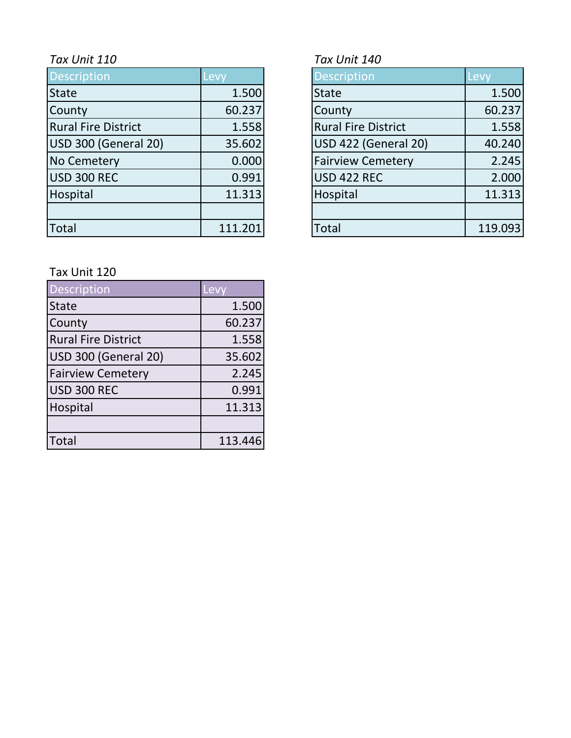*Tax Unit 110*

| Description | Levy |
|---|---|
| State | 1.500 |
| County | 60.237 |
| Rural Fire District | 1.558 |
| USD 300 (General 20) | 35.602 |
| No Cemetery | 0.000 |
| USD 300 REC | 0.991 |
| Hospital | 11.313 |
| | |
| Total | 111.201 |

*Tax Unit 140*

| Description | Levy |
|---|---|
| State | 1.500 |
| County | 60.237 |
| Rural Fire District | 1.558 |
| USD 422 (General 20) | 40.240 |
| Fairview Cemetery | 2.245 |
| USD 422 REC | 2.000 |
| Hospital | 11.313 |
| | |
| Total | 119.093 |

Tax Unit 120

| Description | Levy |
|---|---|
| State | 1.500 |
| County | 60.237 |
| Rural Fire District | 1.558 |
| USD 300 (General 20) | 35.602 |
| Fairview Cemetery | 2.245 |
| USD 300 REC | 0.991 |
| Hospital | 11.313 |
| | |
| Total | 113.446 |